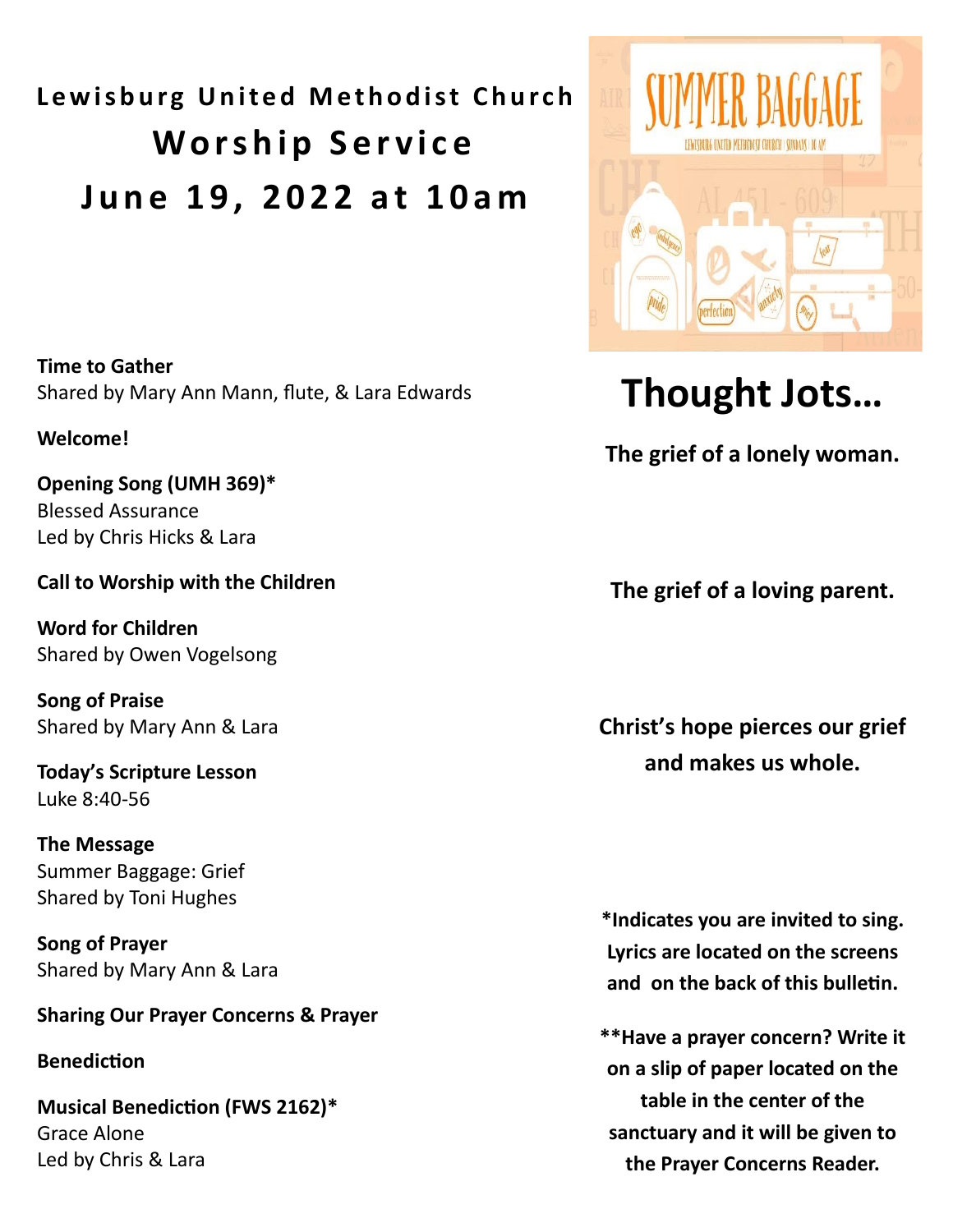# Lewisburg United Methodist Church

## Worship Service

## June 19, 2022 at 10am

**Time to Gather**
Shared by Mary Ann Mann, flute, & Lara Edwards

**Welcome!**

**Opening Song (UMH 369)***
Blessed Assurance
Led by Chris Hicks & Lara

**Call to Worship with the Children**

**Word for Children**
Shared by Owen Vogelsong

**Song of Praise**
Shared by Mary Ann & Lara

**Today's Scripture Lesson**
Luke 8:40-56

**The Message**
Summer Baggage: Grief
Shared by Toni Hughes

**Song of Prayer**
Shared by Mary Ann & Lara

**Sharing Our Prayer Concerns & Prayer**

**Benediction**

**Musical Benediction (FWS 2162)***
Grace Alone
Led by Chris & Lara

SUMMER BAGGAGE
LEWISBURG UNITED METHODIST CHURCH | SUNDAYS | 10 AM

# Thought Jots…

**The grief of a lonely woman.**

**The grief of a loving parent.**

**Christ's hope pierces our grief and makes us whole.**

***Indicates you are invited to sing. Lyrics are located on the screens and on the back of this bulletin.**

****Have a prayer concern? Write it on a slip of paper located on the table in the center of the sanctuary and it will be given to the Prayer Concerns Reader.**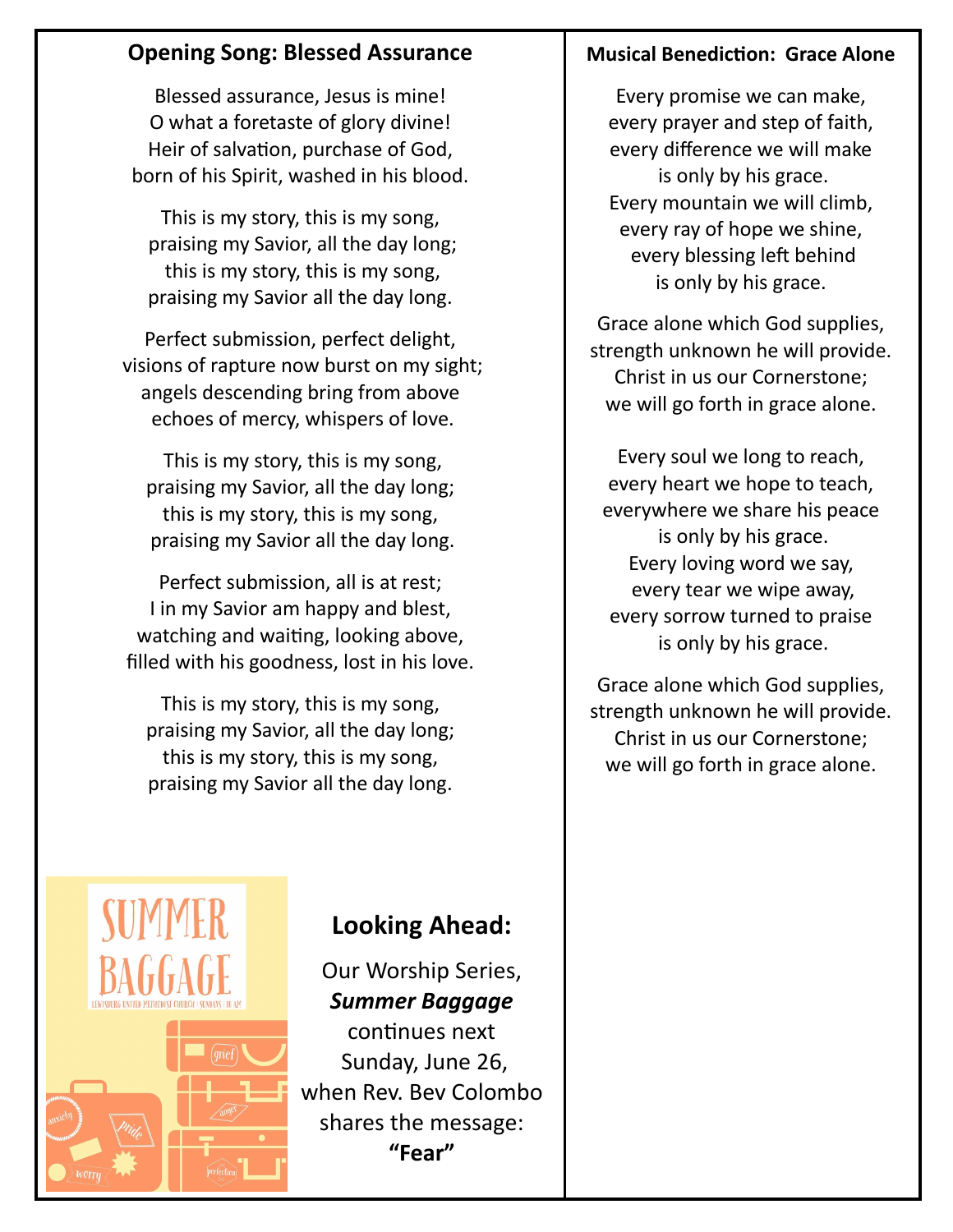## Opening Song: Blessed Assurance

Blessed assurance, Jesus is mine!
O what a foretaste of glory divine!
Heir of salvation, purchase of God,
born of his Spirit, washed in his blood.

This is my story, this is my song,
praising my Savior, all the day long;
this is my story, this is my song,
praising my Savior all the day long.

Perfect submission, perfect delight,
visions of rapture now burst on my sight;
angels descending bring from above
echoes of mercy, whispers of love.

This is my story, this is my song,
praising my Savior, all the day long;
this is my story, this is my song,
praising my Savior all the day long.

Perfect submission, all is at rest;
I in my Savior am happy and blest,
watching and waiting, looking above,
filled with his goodness, lost in his love.

This is my story, this is my song,
praising my Savior, all the day long;
this is my story, this is my song,
praising my Savior all the day long.

SUMMER BAGGAGE

LEWISBURG UNITED METHODIST CHURCH | SUNDAYS | 10 AM

grief, anger, anxiety, pride, worry, perfection

## Looking Ahead:

Our Worship Series, ***Summer Baggage*** continues next Sunday, June 26, when Rev. Bev Colombo shares the message: **"Fear"**

## Musical Benediction: Grace Alone

Every promise we can make,
every prayer and step of faith,
every difference we will make
is only by his grace.
Every mountain we will climb,
every ray of hope we shine,
every blessing left behind
is only by his grace.

Grace alone which God supplies,
strength unknown he will provide.
Christ in us our Cornerstone;
we will go forth in grace alone.

Every soul we long to reach,
every heart we hope to teach,
everywhere we share his peace
is only by his grace.
Every loving word we say,
every tear we wipe away,
every sorrow turned to praise
is only by his grace.

Grace alone which God supplies,
strength unknown he will provide.
Christ in us our Cornerstone;
we will go forth in grace alone.